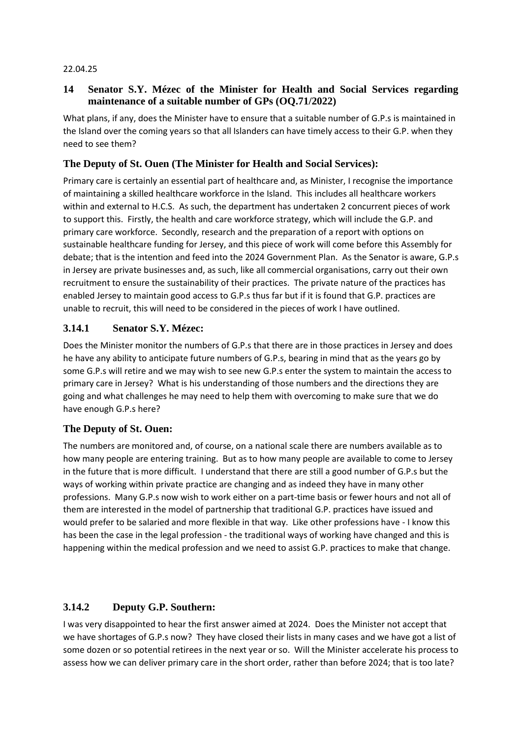22.04.25

## 14 Senator S.Y. Mézec of the Minister for Health and Social Services regarding maintenance of a suitable number of GPs (OQ.71/2022)

What plans, if any, does the Minister have to ensure that a suitable number of G.P.s is maintained in the Island over the coming years so that all Islanders can have timely access to their G.P. when they need to see them?

### The Deputy of St. Ouen (The Minister for Health and Social Services):

Primary care is certainly an essential part of healthcare and, as Minister, I recognise the importance of maintaining a skilled healthcare workforce in the Island. This includes all healthcare workers within and external to H.C.S. As such, the department has undertaken 2 concurrent pieces of work to support this. Firstly, the health and care workforce strategy, which will include the G.P. and primary care workforce. Secondly, research and the preparation of a report with options on sustainable healthcare funding for Jersey, and this piece of work will come before this Assembly for debate; that is the intention and feed into the 2024 Government Plan. As the Senator is aware, G.P.s in Jersey are private businesses and, as such, like all commercial organisations, carry out their own recruitment to ensure the sustainability of their practices. The private nature of the practices has enabled Jersey to maintain good access to G.P.s thus far but if it is found that G.P. practices are unable to recruit, this will need to be considered in the pieces of work I have outlined.

### 3.14.1 Senator S.Y. Mézec:

Does the Minister monitor the numbers of G.P.s that there are in those practices in Jersey and does he have any ability to anticipate future numbers of G.P.s, bearing in mind that as the years go by some G.P.s will retire and we may wish to see new G.P.s enter the system to maintain the access to primary care in Jersey? What is his understanding of those numbers and the directions they are going and what challenges he may need to help them with overcoming to make sure that we do have enough G.P.s here?

### The Deputy of St. Ouen:

The numbers are monitored and, of course, on a national scale there are numbers available as to how many people are entering training. But as to how many people are available to come to Jersey in the future that is more difficult. I understand that there are still a good number of G.P.s but the ways of working within private practice are changing and as indeed they have in many other professions. Many G.P.s now wish to work either on a part-time basis or fewer hours and not all of them are interested in the model of partnership that traditional G.P. practices have issued and would prefer to be salaried and more flexible in that way. Like other professions have - I know this has been the case in the legal profession - the traditional ways of working have changed and this is happening within the medical profession and we need to assist G.P. practices to make that change.

### 3.14.2 Deputy G.P. Southern:

I was very disappointed to hear the first answer aimed at 2024. Does the Minister not accept that we have shortages of G.P.s now? They have closed their lists in many cases and we have got a list of some dozen or so potential retirees in the next year or so. Will the Minister accelerate his process to assess how we can deliver primary care in the short order, rather than before 2024; that is too late?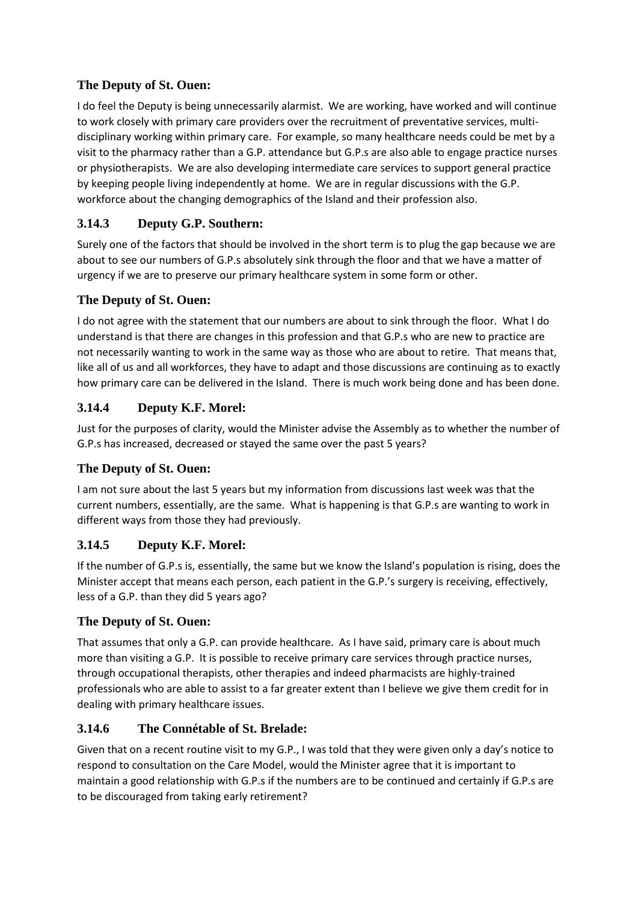### The Deputy of St. Ouen:

I do feel the Deputy is being unnecessarily alarmist. We are working, have worked and will continue to work closely with primary care providers over the recruitment of preventative services, multi-disciplinary working within primary care. For example, so many healthcare needs could be met by a visit to the pharmacy rather than a G.P. attendance but G.P.s are also able to engage practice nurses or physiotherapists. We are also developing intermediate care services to support general practice by keeping people living independently at home. We are in regular discussions with the G.P. workforce about the changing demographics of the Island and their profession also.

### 3.14.3 Deputy G.P. Southern:

Surely one of the factors that should be involved in the short term is to plug the gap because we are about to see our numbers of G.P.s absolutely sink through the floor and that we have a matter of urgency if we are to preserve our primary healthcare system in some form or other.

### The Deputy of St. Ouen:

I do not agree with the statement that our numbers are about to sink through the floor. What I do understand is that there are changes in this profession and that G.P.s who are new to practice are not necessarily wanting to work in the same way as those who are about to retire. That means that, like all of us and all workforces, they have to adapt and those discussions are continuing as to exactly how primary care can be delivered in the Island. There is much work being done and has been done.

### 3.14.4 Deputy K.F. Morel:

Just for the purposes of clarity, would the Minister advise the Assembly as to whether the number of G.P.s has increased, decreased or stayed the same over the past 5 years?

### The Deputy of St. Ouen:

I am not sure about the last 5 years but my information from discussions last week was that the current numbers, essentially, are the same. What is happening is that G.P.s are wanting to work in different ways from those they had previously.

### 3.14.5 Deputy K.F. Morel:

If the number of G.P.s is, essentially, the same but we know the Island's population is rising, does the Minister accept that means each person, each patient in the G.P.'s surgery is receiving, effectively, less of a G.P. than they did 5 years ago?

### The Deputy of St. Ouen:

That assumes that only a G.P. can provide healthcare. As I have said, primary care is about much more than visiting a G.P. It is possible to receive primary care services through practice nurses, through occupational therapists, other therapies and indeed pharmacists are highly-trained professionals who are able to assist to a far greater extent than I believe we give them credit for in dealing with primary healthcare issues.

### 3.14.6 The Connétable of St. Brelade:

Given that on a recent routine visit to my G.P., I was told that they were given only a day's notice to respond to consultation on the Care Model, would the Minister agree that it is important to maintain a good relationship with G.P.s if the numbers are to be continued and certainly if G.P.s are to be discouraged from taking early retirement?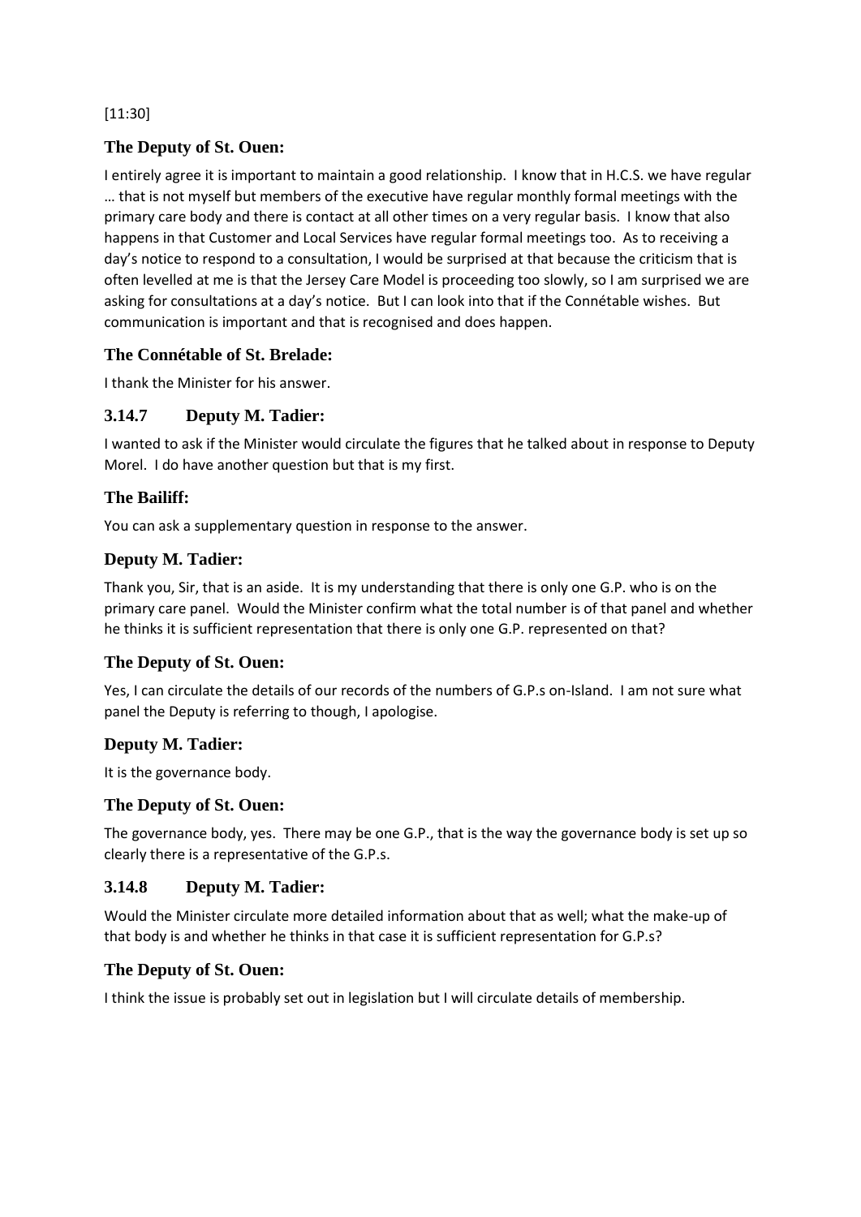[11:30]

**The Deputy of St. Ouen:**

I entirely agree it is important to maintain a good relationship. I know that in H.C.S. we have regular … that is not myself but members of the executive have regular monthly formal meetings with the primary care body and there is contact at all other times on a very regular basis. I know that also happens in that Customer and Local Services have regular formal meetings too. As to receiving a day's notice to respond to a consultation, I would be surprised at that because the criticism that is often levelled at me is that the Jersey Care Model is proceeding too slowly, so I am surprised we are asking for consultations at a day's notice. But I can look into that if the Connétable wishes. But communication is important and that is recognised and does happen.

**The Connétable of St. Brelade:**

I thank the Minister for his answer.

### 3.14.7 Deputy M. Tadier:

I wanted to ask if the Minister would circulate the figures that he talked about in response to Deputy Morel. I do have another question but that is my first.

**The Bailiff:**

You can ask a supplementary question in response to the answer.

**Deputy M. Tadier:**

Thank you, Sir, that is an aside. It is my understanding that there is only one G.P. who is on the primary care panel. Would the Minister confirm what the total number is of that panel and whether he thinks it is sufficient representation that there is only one G.P. represented on that?

**The Deputy of St. Ouen:**

Yes, I can circulate the details of our records of the numbers of G.P.s on-Island. I am not sure what panel the Deputy is referring to though, I apologise.

**Deputy M. Tadier:**

It is the governance body.

**The Deputy of St. Ouen:**

The governance body, yes. There may be one G.P., that is the way the governance body is set up so clearly there is a representative of the G.P.s.

### 3.14.8 Deputy M. Tadier:

Would the Minister circulate more detailed information about that as well; what the make-up of that body is and whether he thinks in that case it is sufficient representation for G.P.s?

**The Deputy of St. Ouen:**

I think the issue is probably set out in legislation but I will circulate details of membership.